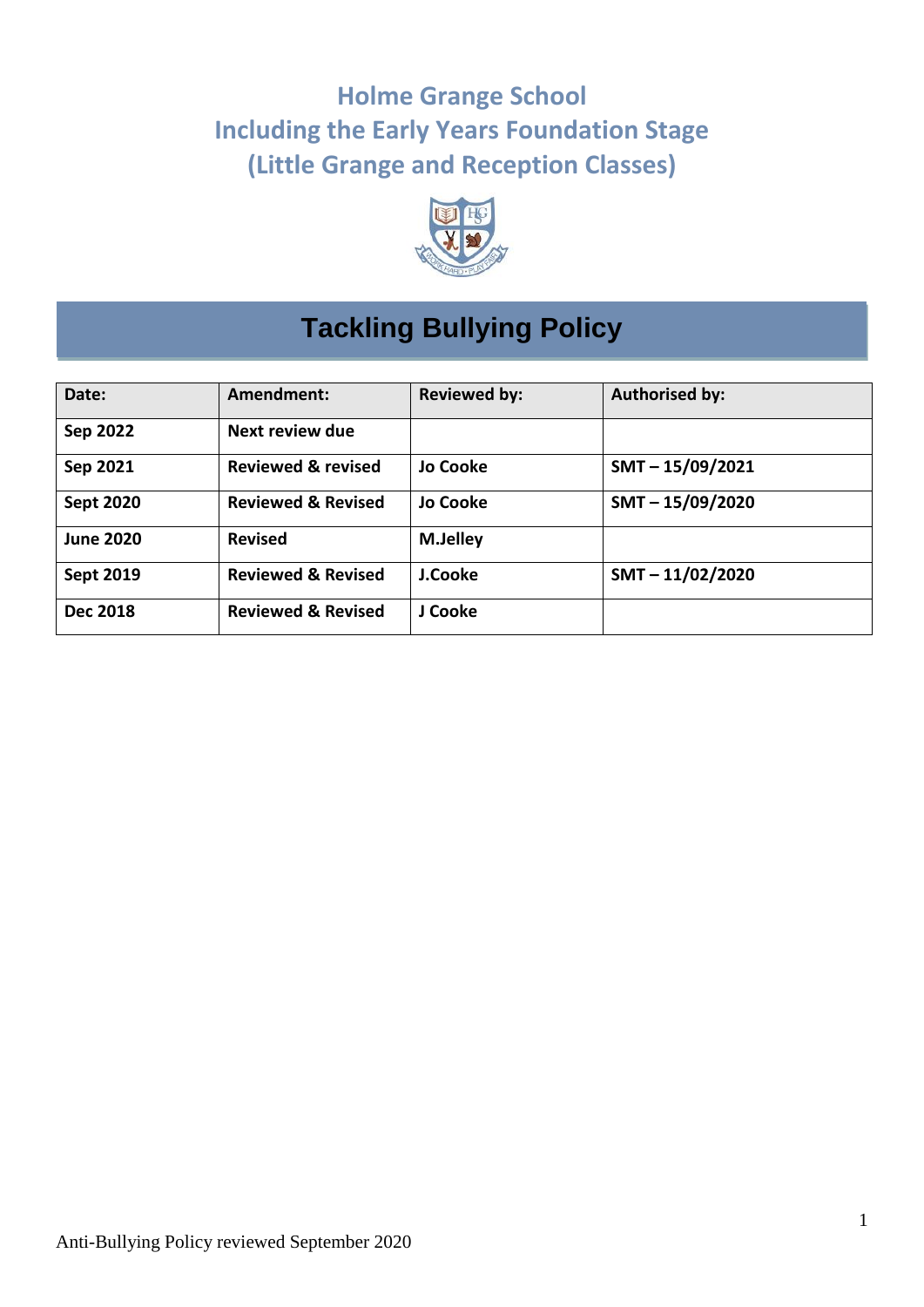# Holme Grange School
# Including the Early Years Foundation Stage
# (Little Grange and Reception Classes)

## Tackling Bullying Policy

| Date: | Amendment: | Reviewed by: | Authorised by: |
|---|---|---|---|
| Sep 2022 | Next review due | | |
| Sep 2021 | Reviewed & revised | Jo Cooke | SMT – 15/09/2021 |
| Sept 2020 | Reviewed & Revised | Jo Cooke | SMT – 15/09/2020 |
| June 2020 | Revised | M.Jelley | |
| Sept 2019 | Reviewed & Revised | J.Cooke | SMT – 11/02/2020 |
| Dec 2018 | Reviewed & Revised | J Cooke | |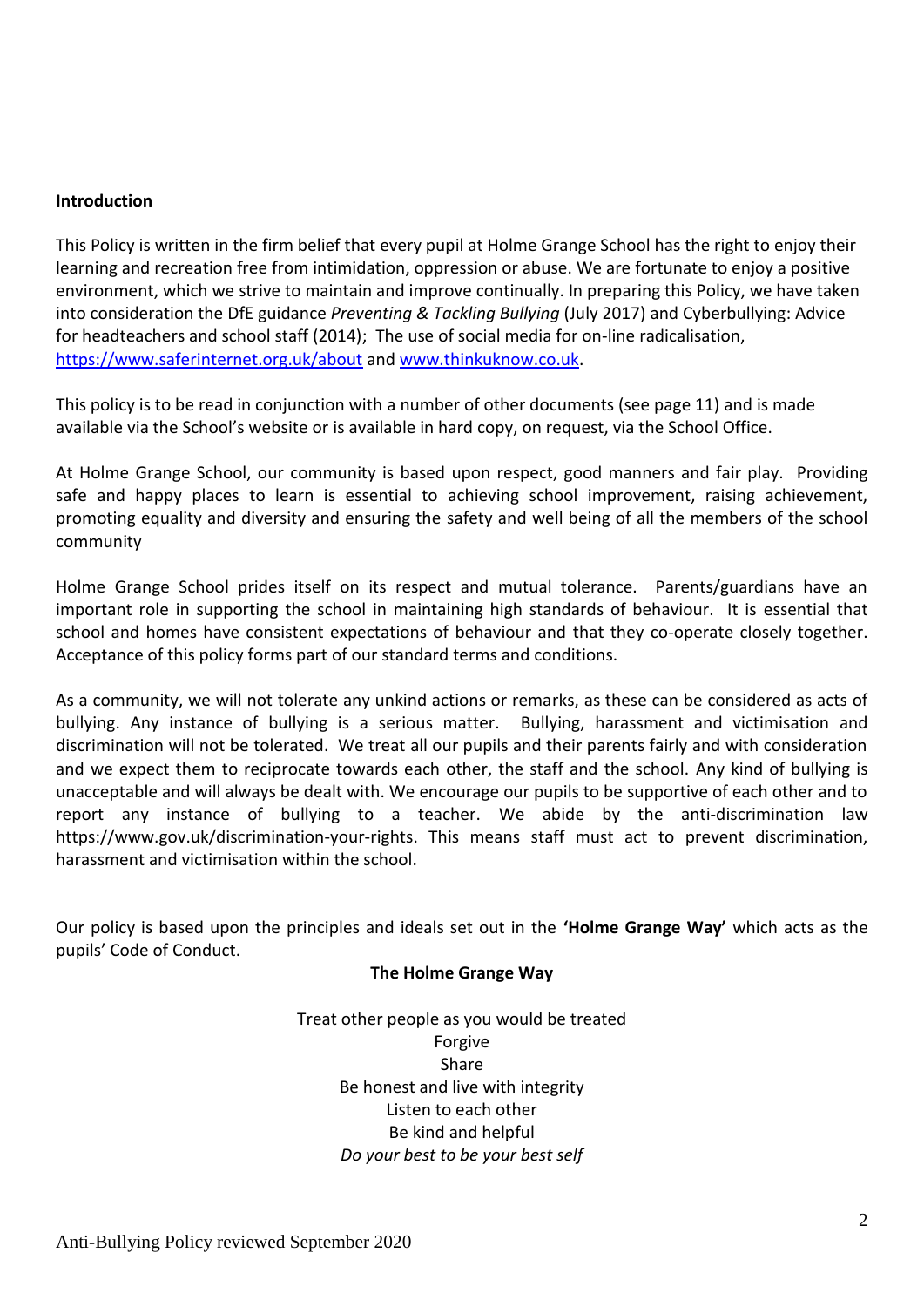**Introduction**

This Policy is written in the firm belief that every pupil at Holme Grange School has the right to enjoy their learning and recreation free from intimidation, oppression or abuse. We are fortunate to enjoy a positive environment, which we strive to maintain and improve continually. In preparing this Policy, we have taken into consideration the DfE guidance *Preventing & Tackling Bullying* (July 2017) and Cyberbullying: Advice for headteachers and school staff (2014); The use of social media for on-line radicalisation, https://www.saferinternet.org.uk/about and www.thinkuknow.co.uk.

This policy is to be read in conjunction with a number of other documents (see page 11) and is made available via the School's website or is available in hard copy, on request, via the School Office.

At Holme Grange School, our community is based upon respect, good manners and fair play. Providing safe and happy places to learn is essential to achieving school improvement, raising achievement, promoting equality and diversity and ensuring the safety and well being of all the members of the school community

Holme Grange School prides itself on its respect and mutual tolerance. Parents/guardians have an important role in supporting the school in maintaining high standards of behaviour. It is essential that school and homes have consistent expectations of behaviour and that they co-operate closely together. Acceptance of this policy forms part of our standard terms and conditions.

As a community, we will not tolerate any unkind actions or remarks, as these can be considered as acts of bullying. Any instance of bullying is a serious matter. Bullying, harassment and victimisation and discrimination will not be tolerated. We treat all our pupils and their parents fairly and with consideration and we expect them to reciprocate towards each other, the staff and the school. Any kind of bullying is unacceptable and will always be dealt with. We encourage our pupils to be supportive of each other and to report any instance of bullying to a teacher. We abide by the anti-discrimination law https://www.gov.uk/discrimination-your-rights. This means staff must act to prevent discrimination, harassment and victimisation within the school.

Our policy is based upon the principles and ideals set out in the **'Holme Grange Way'** which acts as the pupils' Code of Conduct.

**The Holme Grange Way**

Treat other people as you would be treated
Forgive
Share
Be honest and live with integrity
Listen to each other
Be kind and helpful
*Do your best to be your best self*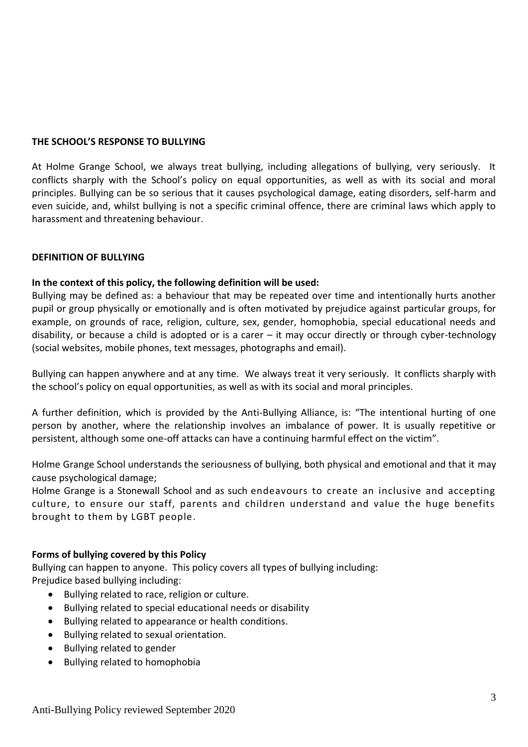## THE SCHOOL'S RESPONSE TO BULLYING

At Holme Grange School, we always treat bullying, including allegations of bullying, very seriously. It conflicts sharply with the School's policy on equal opportunities, as well as with its social and moral principles. Bullying can be so serious that it causes psychological damage, eating disorders, self-harm and even suicide, and, whilst bullying is not a specific criminal offence, there are criminal laws which apply to harassment and threatening behaviour.

## DEFINITION OF BULLYING

**In the context of this policy, the following definition will be used:**

Bullying may be defined as: a behaviour that may be repeated over time and intentionally hurts another pupil or group physically or emotionally and is often motivated by prejudice against particular groups, for example, on grounds of race, religion, culture, sex, gender, homophobia, special educational needs and disability, or because a child is adopted or is a carer – it may occur directly or through cyber-technology (social websites, mobile phones, text messages, photographs and email).

Bullying can happen anywhere and at any time. We always treat it very seriously. It conflicts sharply with the school's policy on equal opportunities, as well as with its social and moral principles.

A further definition, which is provided by the Anti-Bullying Alliance, is: "The intentional hurting of one person by another, where the relationship involves an imbalance of power. It is usually repetitive or persistent, although some one-off attacks can have a continuing harmful effect on the victim".

Holme Grange School understands the seriousness of bullying, both physical and emotional and that it may cause psychological damage;

Holme Grange is a Stonewall School and as such endeavours to create an inclusive and accepting culture, to ensure our staff, parents and children understand and value the huge benefits brought to them by LGBT people.

### Forms of bullying covered by this Policy

Bullying can happen to anyone. This policy covers all types of bullying including:

Prejudice based bullying including:

- Bullying related to race, religion or culture.
- Bullying related to special educational needs or disability
- Bullying related to appearance or health conditions.
- Bullying related to sexual orientation.
- Bullying related to gender
- Bullying related to homophobia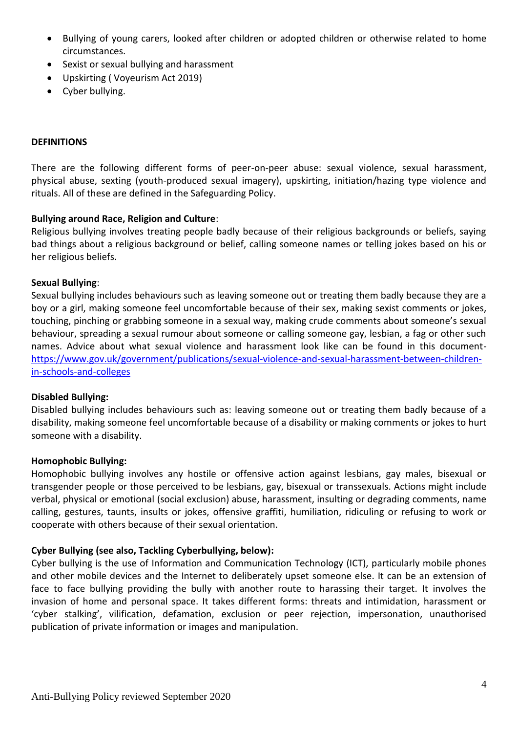- Bullying of young carers, looked after children or adopted children or otherwise related to home circumstances.
- Sexist or sexual bullying and harassment
- Upskirting ( Voyeurism Act 2019)
- Cyber bullying.

**DEFINITIONS**

There are the following different forms of peer-on-peer abuse: sexual violence, sexual harassment, physical abuse, sexting (youth-produced sexual imagery), upskirting, initiation/hazing type violence and rituals. All of these are defined in the Safeguarding Policy.

**Bullying around Race, Religion and Culture**:
Religious bullying involves treating people badly because of their religious backgrounds or beliefs, saying bad things about a religious background or belief, calling someone names or telling jokes based on his or her religious beliefs.

**Sexual Bullying**:
Sexual bullying includes behaviours such as leaving someone out or treating them badly because they are a boy or a girl, making someone feel uncomfortable because of their sex, making sexist comments or jokes, touching, pinching or grabbing someone in a sexual way, making crude comments about someone's sexual behaviour, spreading a sexual rumour about someone or calling someone gay, lesbian, a fag or other such names. Advice about what sexual violence and harassment look like can be found in this document- [https://www.gov.uk/government/publications/sexual-violence-and-sexual-harassment-between-children-in-schools-and-colleges](https://www.gov.uk/government/publications/sexual-violence-and-sexual-harassment-between-children-in-schools-and-colleges)

**Disabled Bullying:**
Disabled bullying includes behaviours such as: leaving someone out or treating them badly because of a disability, making someone feel uncomfortable because of a disability or making comments or jokes to hurt someone with a disability.

**Homophobic Bullying:**
Homophobic bullying involves any hostile or offensive action against lesbians, gay males, bisexual or transgender people or those perceived to be lesbians, gay, bisexual or transsexuals. Actions might include verbal, physical or emotional (social exclusion) abuse, harassment, insulting or degrading comments, name calling, gestures, taunts, insults or jokes, offensive graffiti, humiliation, ridiculing or refusing to work or cooperate with others because of their sexual orientation.

**Cyber Bullying (see also, Tackling Cyberbullying, below):**
Cyber bullying is the use of Information and Communication Technology (ICT), particularly mobile phones and other mobile devices and the Internet to deliberately upset someone else. It can be an extension of face to face bullying providing the bully with another route to harassing their target. It involves the invasion of home and personal space. It takes different forms: threats and intimidation, harassment or 'cyber stalking', vilification, defamation, exclusion or peer rejection, impersonation, unauthorised publication of private information or images and manipulation.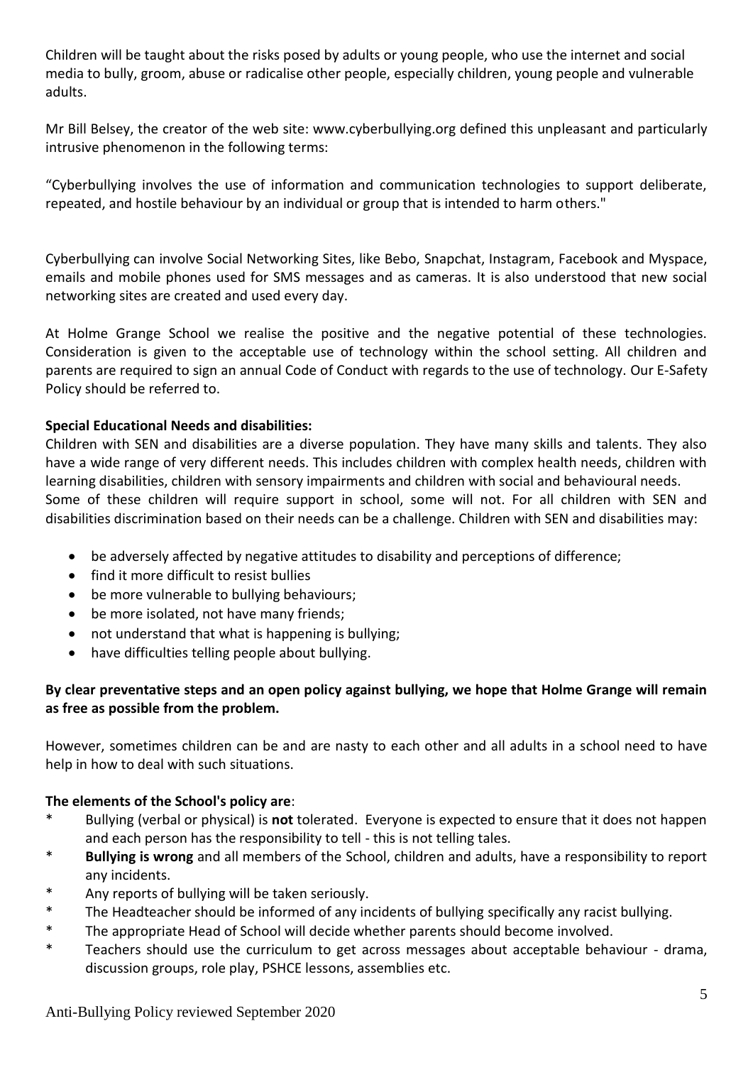Children will be taught about the risks posed by adults or young people, who use the internet and social media to bully, groom, abuse or radicalise other people, especially children, young people and vulnerable adults.

Mr Bill Belsey, the creator of the web site: www.cyberbullying.org defined this unpleasant and particularly intrusive phenomenon in the following terms:

"Cyberbullying involves the use of information and communication technologies to support deliberate, repeated, and hostile behaviour by an individual or group that is intended to harm others."

Cyberbullying can involve Social Networking Sites, like Bebo, Snapchat, Instagram, Facebook and Myspace, emails and mobile phones used for SMS messages and as cameras. It is also understood that new social networking sites are created and used every day.

At Holme Grange School we realise the positive and the negative potential of these technologies. Consideration is given to the acceptable use of technology within the school setting. All children and parents are required to sign an annual Code of Conduct with regards to the use of technology. Our E-Safety Policy should be referred to.

**Special Educational Needs and disabilities:**

Children with SEN and disabilities are a diverse population. They have many skills and talents. They also have a wide range of very different needs. This includes children with complex health needs, children with learning disabilities, children with sensory impairments and children with social and behavioural needs. Some of these children will require support in school, some will not. For all children with SEN and disabilities discrimination based on their needs can be a challenge. Children with SEN and disabilities may:

- be adversely affected by negative attitudes to disability and perceptions of difference;
- find it more difficult to resist bullies
- be more vulnerable to bullying behaviours;
- be more isolated, not have many friends;
- not understand that what is happening is bullying;
- have difficulties telling people about bullying.

**By clear preventative steps and an open policy against bullying, we hope that Holme Grange will remain as free as possible from the problem.**

However, sometimes children can be and are nasty to each other and all adults in a school need to have help in how to deal with such situations.

**The elements of the School's policy are**:

- Bullying (verbal or physical) is **not** tolerated. Everyone is expected to ensure that it does not happen and each person has the responsibility to tell - this is not telling tales.
- **Bullying is wrong** and all members of the School, children and adults, have a responsibility to report any incidents.
- Any reports of bullying will be taken seriously.
- The Headteacher should be informed of any incidents of bullying specifically any racist bullying.
- The appropriate Head of School will decide whether parents should become involved.
- Teachers should use the curriculum to get across messages about acceptable behaviour - drama, discussion groups, role play, PSHCE lessons, assemblies etc.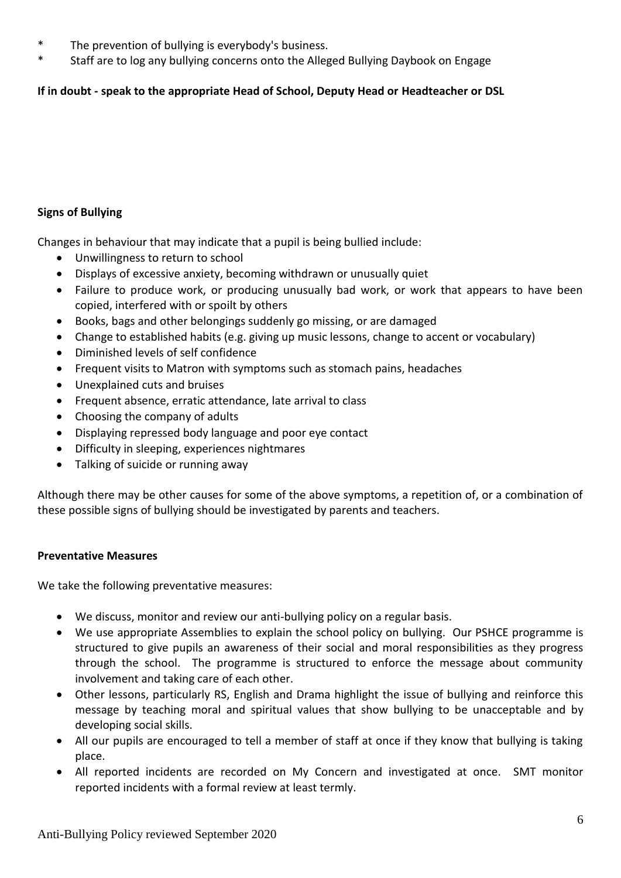* The prevention of bullying is everybody's business.
* Staff are to log any bullying concerns onto the Alleged Bullying Daybook on Engage

**If in doubt - speak to the appropriate Head of School, Deputy Head or Headteacher or DSL**

**Signs of Bullying**

Changes in behaviour that may indicate that a pupil is being bullied include:

- Unwillingness to return to school
- Displays of excessive anxiety, becoming withdrawn or unusually quiet
- Failure to produce work, or producing unusually bad work, or work that appears to have been copied, interfered with or spoilt by others
- Books, bags and other belongings suddenly go missing, or are damaged
- Change to established habits (e.g. giving up music lessons, change to accent or vocabulary)
- Diminished levels of self confidence
- Frequent visits to Matron with symptoms such as stomach pains, headaches
- Unexplained cuts and bruises
- Frequent absence, erratic attendance, late arrival to class
- Choosing the company of adults
- Displaying repressed body language and poor eye contact
- Difficulty in sleeping, experiences nightmares
- Talking of suicide or running away

Although there may be other causes for some of the above symptoms, a repetition of, or a combination of these possible signs of bullying should be investigated by parents and teachers.

**Preventative Measures**

We take the following preventative measures:

- We discuss, monitor and review our anti-bullying policy on a regular basis.
- We use appropriate Assemblies to explain the school policy on bullying. Our PSHCE programme is structured to give pupils an awareness of their social and moral responsibilities as they progress through the school. The programme is structured to enforce the message about community involvement and taking care of each other.
- Other lessons, particularly RS, English and Drama highlight the issue of bullying and reinforce this message by teaching moral and spiritual values that show bullying to be unacceptable and by developing social skills.
- All our pupils are encouraged to tell a member of staff at once if they know that bullying is taking place.
- All reported incidents are recorded on My Concern and investigated at once. SMT monitor reported incidents with a formal review at least termly.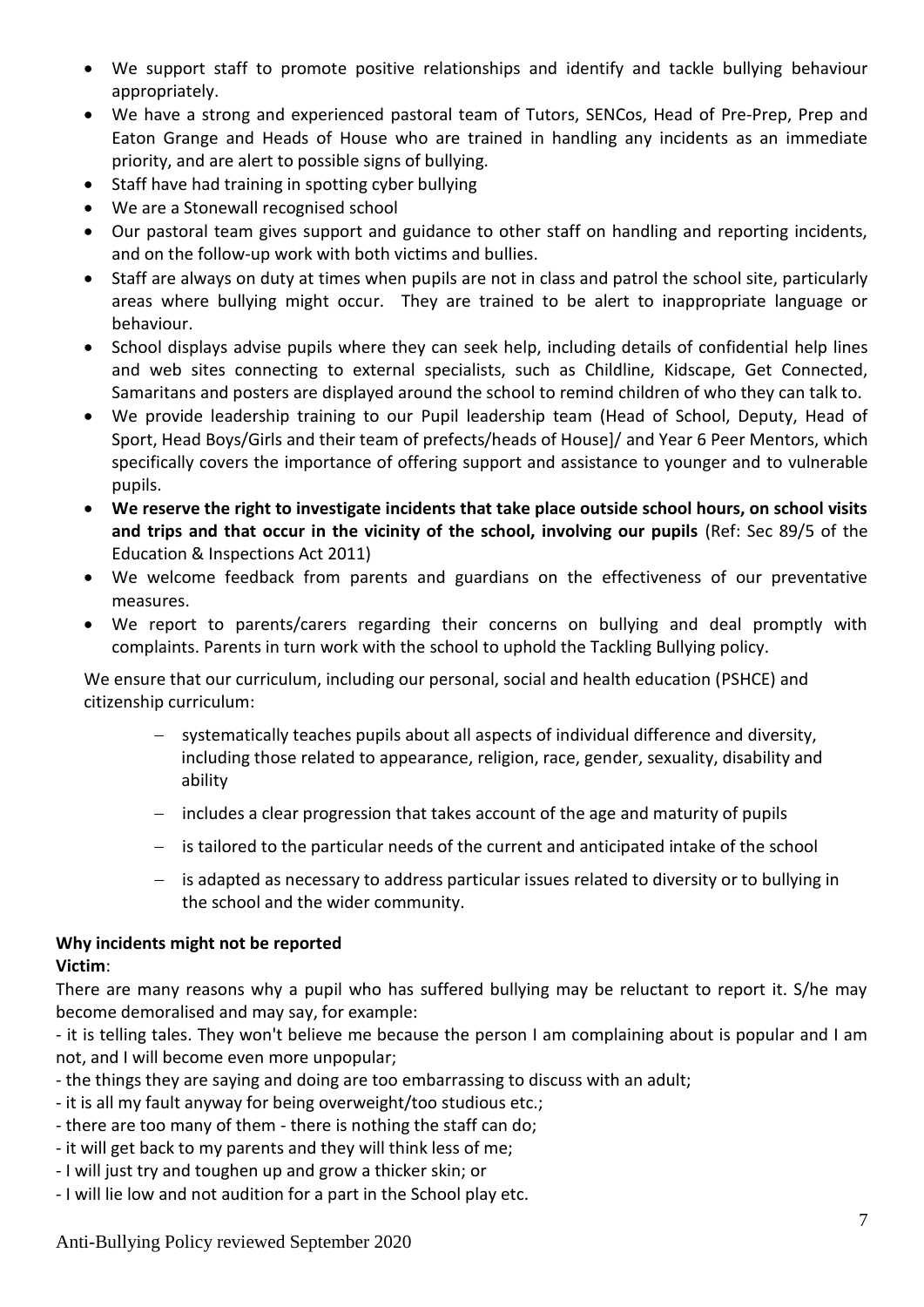- We support staff to promote positive relationships and identify and tackle bullying behaviour appropriately.
- We have a strong and experienced pastoral team of Tutors, SENCos, Head of Pre-Prep, Prep and Eaton Grange and Heads of House who are trained in handling any incidents as an immediate priority, and are alert to possible signs of bullying.
- Staff have had training in spotting cyber bullying
- We are a Stonewall recognised school
- Our pastoral team gives support and guidance to other staff on handling and reporting incidents, and on the follow-up work with both victims and bullies.
- Staff are always on duty at times when pupils are not in class and patrol the school site, particularly areas where bullying might occur. They are trained to be alert to inappropriate language or behaviour.
- School displays advise pupils where they can seek help, including details of confidential help lines and web sites connecting to external specialists, such as Childline, Kidscape, Get Connected, Samaritans and posters are displayed around the school to remind children of who they can talk to.
- We provide leadership training to our Pupil leadership team (Head of School, Deputy, Head of Sport, Head Boys/Girls and their team of prefects/heads of House]/ and Year 6 Peer Mentors, which specifically covers the importance of offering support and assistance to younger and to vulnerable pupils.
- **We reserve the right to investigate incidents that take place outside school hours, on school visits and trips and that occur in the vicinity of the school, involving our pupils** (Ref: Sec 89/5 of the Education & Inspections Act 2011)
- We welcome feedback from parents and guardians on the effectiveness of our preventative measures.
- We report to parents/carers regarding their concerns on bullying and deal promptly with complaints. Parents in turn work with the school to uphold the Tackling Bullying policy.

We ensure that our curriculum, including our personal, social and health education (PSHCE) and citizenship curriculum:

- systematically teaches pupils about all aspects of individual difference and diversity, including those related to appearance, religion, race, gender, sexuality, disability and ability
- includes a clear progression that takes account of the age and maturity of pupils
- is tailored to the particular needs of the current and anticipated intake of the school
- is adapted as necessary to address particular issues related to diversity or to bullying in the school and the wider community.

**Why incidents might not be reported**

**Victim**:

There are many reasons why a pupil who has suffered bullying may be reluctant to report it. S/he may become demoralised and may say, for example:

- it is telling tales. They won't believe me because the person I am complaining about is popular and I am not, and I will become even more unpopular;
- the things they are saying and doing are too embarrassing to discuss with an adult;
- it is all my fault anyway for being overweight/too studious etc.;
- there are too many of them - there is nothing the staff can do;
- it will get back to my parents and they will think less of me;
- I will just try and toughen up and grow a thicker skin; or
- I will lie low and not audition for a part in the School play etc.

Anti-Bullying Policy reviewed September 2020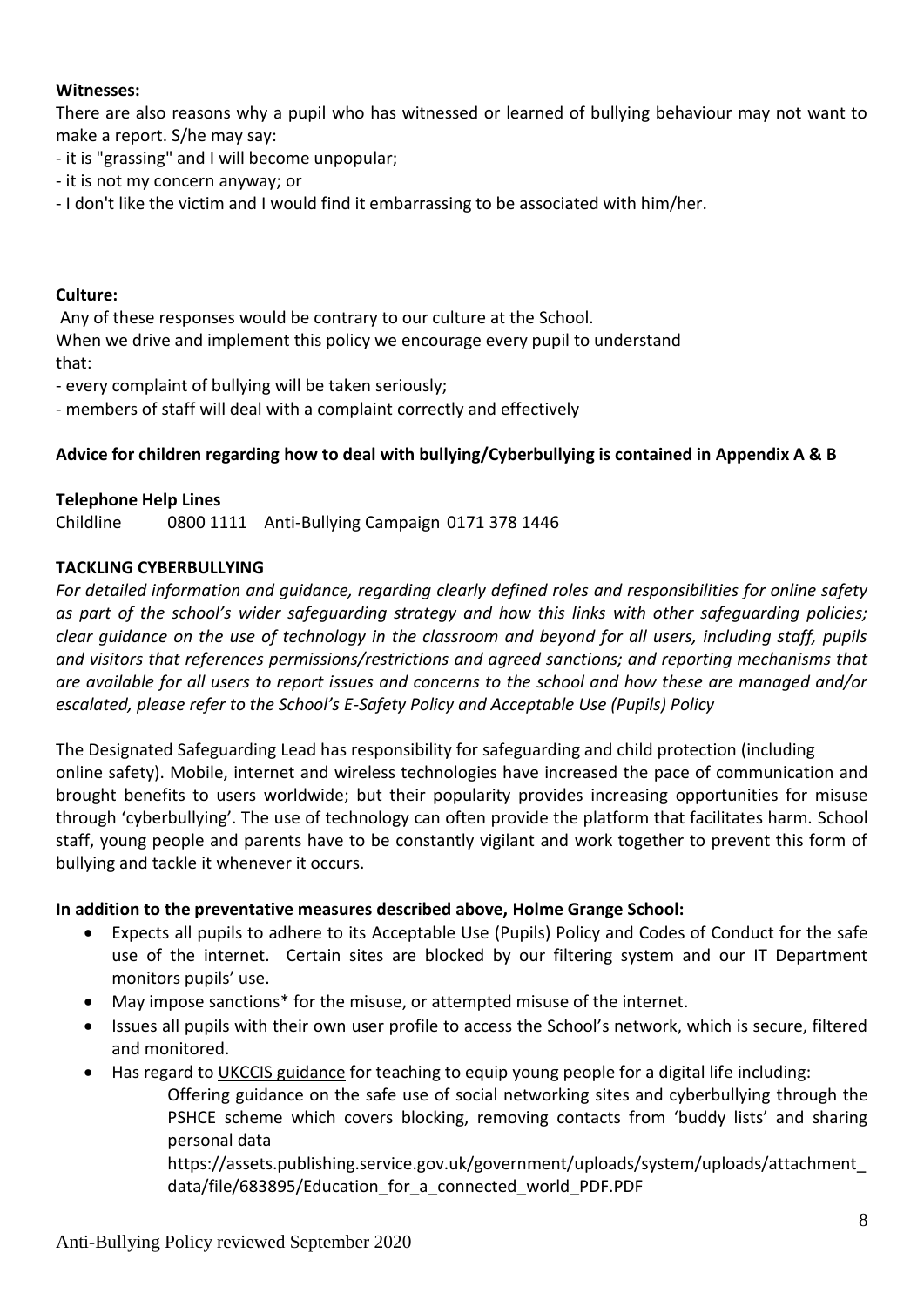**Witnesses:**

There are also reasons why a pupil who has witnessed or learned of bullying behaviour may not want to make a report. S/he may say:

- it is "grassing" and I will become unpopular;
- it is not my concern anyway; or
- I don't like the victim and I would find it embarrassing to be associated with him/her.

**Culture:**

Any of these responses would be contrary to our culture at the School.

When we drive and implement this policy we encourage every pupil to understand that:

- every complaint of bullying will be taken seriously;
- members of staff will deal with a complaint correctly and effectively

**Advice for children regarding how to deal with bullying/Cyberbullying is contained in Appendix A & B**

**Telephone Help Lines**

Childline 0800 1111 Anti-Bullying Campaign 0171 378 1446

**TACKLING CYBERBULLYING**

*For detailed information and guidance, regarding clearly defined roles and responsibilities for online safety as part of the school's wider safeguarding strategy and how this links with other safeguarding policies; clear guidance on the use of technology in the classroom and beyond for all users, including staff, pupils and visitors that references permissions/restrictions and agreed sanctions; and reporting mechanisms that are available for all users to report issues and concerns to the school and how these are managed and/or escalated, please refer to the School's E-Safety Policy and Acceptable Use (Pupils) Policy*

The Designated Safeguarding Lead has responsibility for safeguarding and child protection (including online safety). Mobile, internet and wireless technologies have increased the pace of communication and brought benefits to users worldwide; but their popularity provides increasing opportunities for misuse through 'cyberbullying'. The use of technology can often provide the platform that facilitates harm. School staff, young people and parents have to be constantly vigilant and work together to prevent this form of bullying and tackle it whenever it occurs.

**In addition to the preventative measures described above, Holme Grange School:**

- Expects all pupils to adhere to its Acceptable Use (Pupils) Policy and Codes of Conduct for the safe use of the internet. Certain sites are blocked by our filtering system and our IT Department monitors pupils' use.
- May impose sanctions* for the misuse, or attempted misuse of the internet.
- Issues all pupils with their own user profile to access the School's network, which is secure, filtered and monitored.
- Has regard to UKCCIS guidance for teaching to equip young people for a digital life including:

  Offering guidance on the safe use of social networking sites and cyberbullying through the PSHCE scheme which covers blocking, removing contacts from 'buddy lists' and sharing personal data

  https://assets.publishing.service.gov.uk/government/uploads/system/uploads/attachment_data/file/683895/Education_for_a_connected_world_PDF.PDF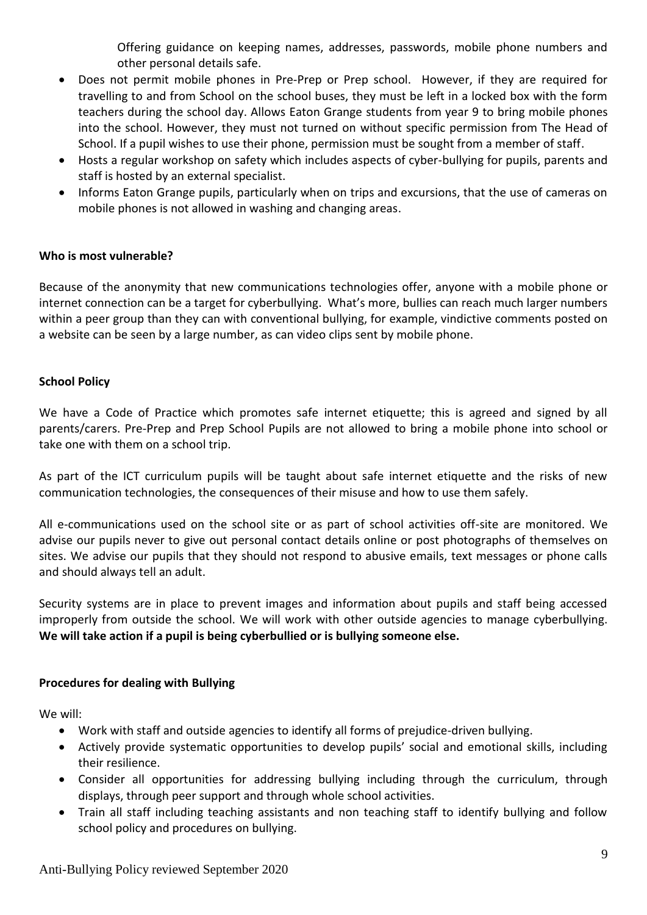Offering guidance on keeping names, addresses, passwords, mobile phone numbers and other personal details safe.

- Does not permit mobile phones in Pre-Prep or Prep school. However, if they are required for travelling to and from School on the school buses, they must be left in a locked box with the form teachers during the school day. Allows Eaton Grange students from year 9 to bring mobile phones into the school. However, they must not turned on without specific permission from The Head of School. If a pupil wishes to use their phone, permission must be sought from a member of staff.
- Hosts a regular workshop on safety which includes aspects of cyber-bullying for pupils, parents and staff is hosted by an external specialist.
- Informs Eaton Grange pupils, particularly when on trips and excursions, that the use of cameras on mobile phones is not allowed in washing and changing areas.

**Who is most vulnerable?**

Because of the anonymity that new communications technologies offer, anyone with a mobile phone or internet connection can be a target for cyberbullying. What's more, bullies can reach much larger numbers within a peer group than they can with conventional bullying, for example, vindictive comments posted on a website can be seen by a large number, as can video clips sent by mobile phone.

**School Policy**

We have a Code of Practice which promotes safe internet etiquette; this is agreed and signed by all parents/carers. Pre-Prep and Prep School Pupils are not allowed to bring a mobile phone into school or take one with them on a school trip.

As part of the ICT curriculum pupils will be taught about safe internet etiquette and the risks of new communication technologies, the consequences of their misuse and how to use them safely.

All e-communications used on the school site or as part of school activities off-site are monitored. We advise our pupils never to give out personal contact details online or post photographs of themselves on sites. We advise our pupils that they should not respond to abusive emails, text messages or phone calls and should always tell an adult.

Security systems are in place to prevent images and information about pupils and staff being accessed improperly from outside the school. We will work with other outside agencies to manage cyberbullying. **We will take action if a pupil is being cyberbullied or is bullying someone else.**

**Procedures for dealing with Bullying**

We will:

- Work with staff and outside agencies to identify all forms of prejudice-driven bullying.
- Actively provide systematic opportunities to develop pupils' social and emotional skills, including their resilience.
- Consider all opportunities for addressing bullying including through the curriculum, through displays, through peer support and through whole school activities.
- Train all staff including teaching assistants and non teaching staff to identify bullying and follow school policy and procedures on bullying.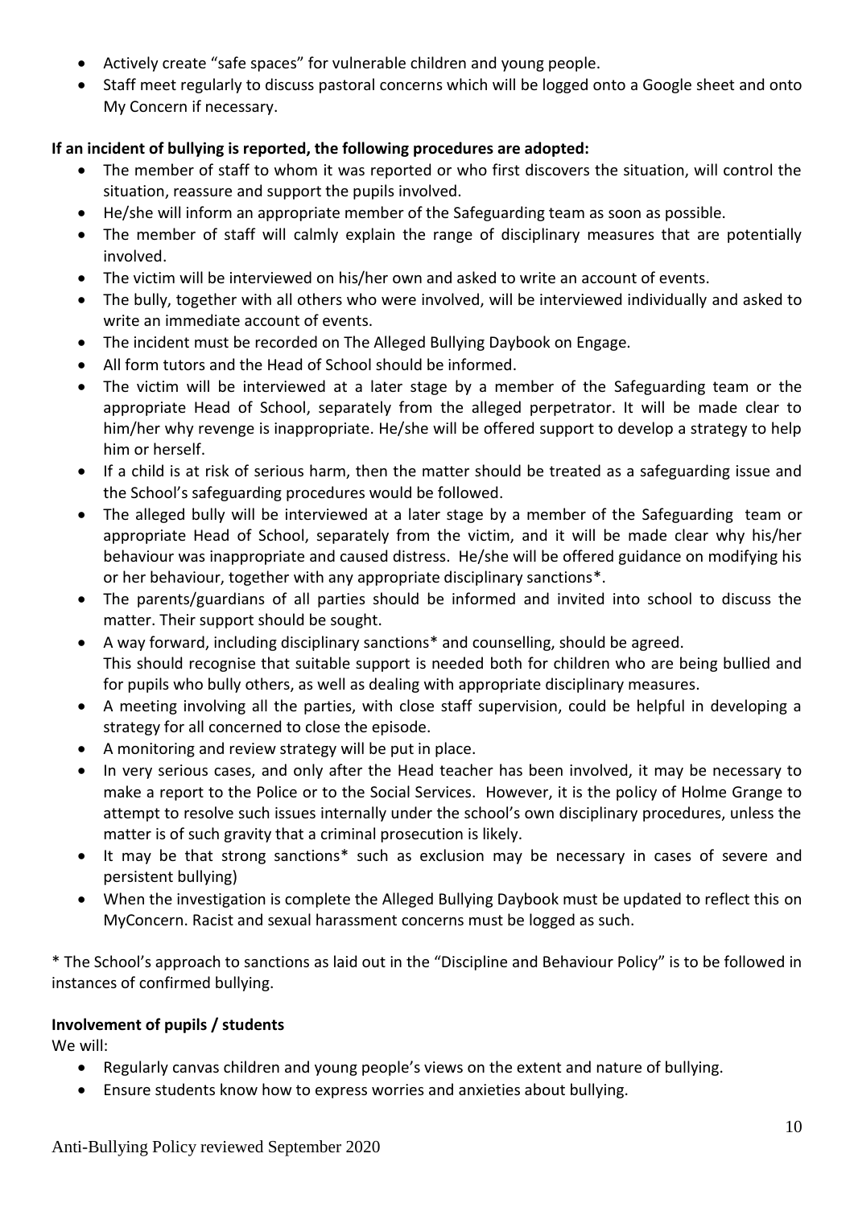- Actively create "safe spaces" for vulnerable children and young people.
- Staff meet regularly to discuss pastoral concerns which will be logged onto a Google sheet and onto My Concern if necessary.

**If an incident of bullying is reported, the following procedures are adopted:**

- The member of staff to whom it was reported or who first discovers the situation, will control the situation, reassure and support the pupils involved.
- He/she will inform an appropriate member of the Safeguarding team as soon as possible.
- The member of staff will calmly explain the range of disciplinary measures that are potentially involved.
- The victim will be interviewed on his/her own and asked to write an account of events.
- The bully, together with all others who were involved, will be interviewed individually and asked to write an immediate account of events.
- The incident must be recorded on The Alleged Bullying Daybook on Engage.
- All form tutors and the Head of School should be informed.
- The victim will be interviewed at a later stage by a member of the Safeguarding team or the appropriate Head of School, separately from the alleged perpetrator. It will be made clear to him/her why revenge is inappropriate. He/she will be offered support to develop a strategy to help him or herself.
- If a child is at risk of serious harm, then the matter should be treated as a safeguarding issue and the School's safeguarding procedures would be followed.
- The alleged bully will be interviewed at a later stage by a member of the Safeguarding team or appropriate Head of School, separately from the victim, and it will be made clear why his/her behaviour was inappropriate and caused distress. He/she will be offered guidance on modifying his or her behaviour, together with any appropriate disciplinary sanctions*.
- The parents/guardians of all parties should be informed and invited into school to discuss the matter. Their support should be sought.
- A way forward, including disciplinary sanctions* and counselling, should be agreed.
  This should recognise that suitable support is needed both for children who are being bullied and for pupils who bully others, as well as dealing with appropriate disciplinary measures.
- A meeting involving all the parties, with close staff supervision, could be helpful in developing a strategy for all concerned to close the episode.
- A monitoring and review strategy will be put in place.
- In very serious cases, and only after the Head teacher has been involved, it may be necessary to make a report to the Police or to the Social Services. However, it is the policy of Holme Grange to attempt to resolve such issues internally under the school's own disciplinary procedures, unless the matter is of such gravity that a criminal prosecution is likely.
- It may be that strong sanctions* such as exclusion may be necessary in cases of severe and persistent bullying)
- When the investigation is complete the Alleged Bullying Daybook must be updated to reflect this on MyConcern. Racist and sexual harassment concerns must be logged as such.

* The School's approach to sanctions as laid out in the "Discipline and Behaviour Policy" is to be followed in instances of confirmed bullying.

**Involvement of pupils / students**

We will:

- Regularly canvas children and young people's views on the extent and nature of bullying.
- Ensure students know how to express worries and anxieties about bullying.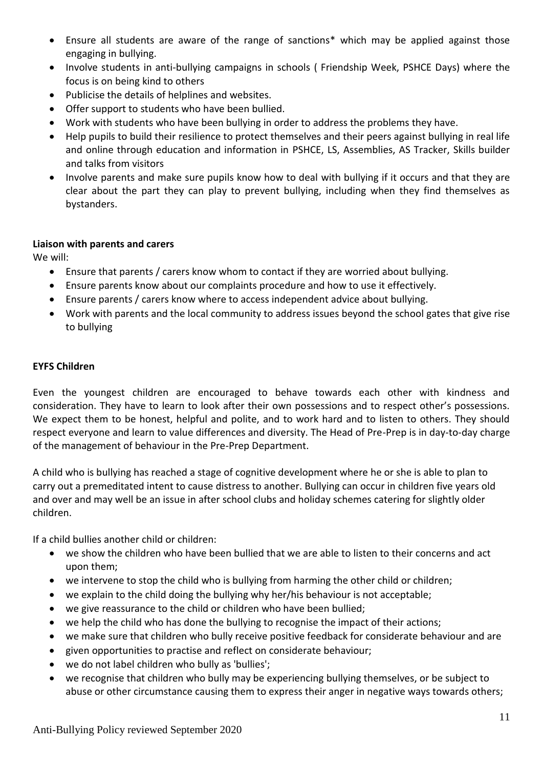- Ensure all students are aware of the range of sanctions* which may be applied against those engaging in bullying.
- Involve students in anti-bullying campaigns in schools ( Friendship Week, PSHCE Days) where the focus is on being kind to others
- Publicise the details of helplines and websites.
- Offer support to students who have been bullied.
- Work with students who have been bullying in order to address the problems they have.
- Help pupils to build their resilience to protect themselves and their peers against bullying in real life and online through education and information in PSHCE, LS, Assemblies, AS Tracker, Skills builder and talks from visitors
- Involve parents and make sure pupils know how to deal with bullying if it occurs and that they are clear about the part they can play to prevent bullying, including when they find themselves as bystanders.

**Liaison with parents and carers**

We will:

- Ensure that parents / carers know whom to contact if they are worried about bullying.
- Ensure parents know about our complaints procedure and how to use it effectively.
- Ensure parents / carers know where to access independent advice about bullying.
- Work with parents and the local community to address issues beyond the school gates that give rise to bullying

**EYFS Children**

Even the youngest children are encouraged to behave towards each other with kindness and consideration. They have to learn to look after their own possessions and to respect other's possessions. We expect them to be honest, helpful and polite, and to work hard and to listen to others. They should respect everyone and learn to value differences and diversity. The Head of Pre-Prep is in day-to-day charge of the management of behaviour in the Pre-Prep Department.

A child who is bullying has reached a stage of cognitive development where he or she is able to plan to carry out a premeditated intent to cause distress to another. Bullying can occur in children five years old and over and may well be an issue in after school clubs and holiday schemes catering for slightly older children.

If a child bullies another child or children:

- we show the children who have been bullied that we are able to listen to their concerns and act upon them;
- we intervene to stop the child who is bullying from harming the other child or children;
- we explain to the child doing the bullying why her/his behaviour is not acceptable;
- we give reassurance to the child or children who have been bullied;
- we help the child who has done the bullying to recognise the impact of their actions;
- we make sure that children who bully receive positive feedback for considerate behaviour and are
- given opportunities to practise and reflect on considerate behaviour;
- we do not label children who bully as 'bullies';
- we recognise that children who bully may be experiencing bullying themselves, or be subject to abuse or other circumstance causing them to express their anger in negative ways towards others;

Anti-Bullying Policy reviewed September 2020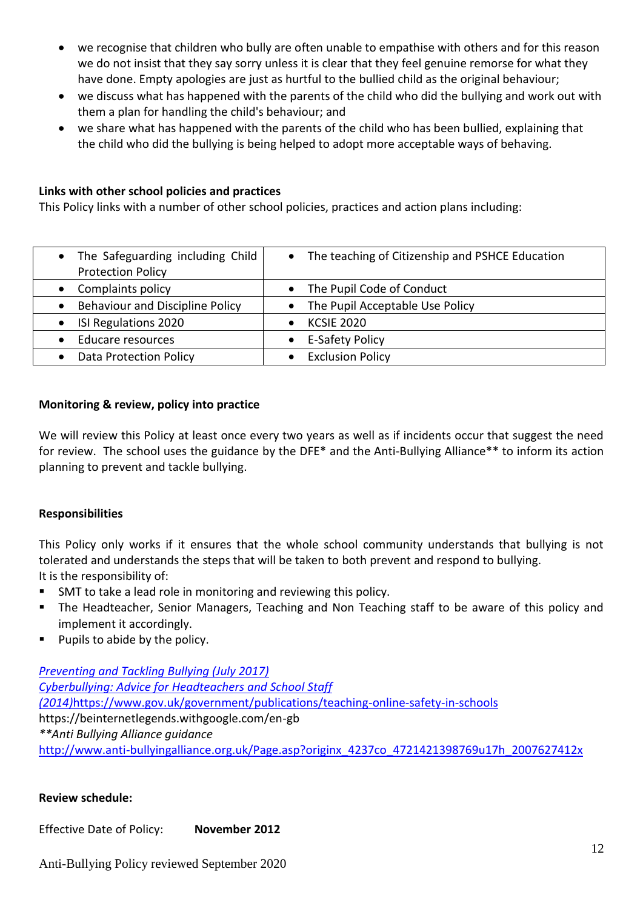- we recognise that children who bully are often unable to empathise with others and for this reason we do not insist that they say sorry unless it is clear that they feel genuine remorse for what they have done. Empty apologies are just as hurtful to the bullied child as the original behaviour;
- we discuss what has happened with the parents of the child who did the bullying and work out with them a plan for handling the child's behaviour; and
- we share what has happened with the parents of the child who has been bullied, explaining that the child who did the bullying is being helped to adopt more acceptable ways of behaving.

**Links with other school policies and practices**

This Policy links with a number of other school policies, practices and action plans including:

| | |
|---|---|
| • The Safeguarding including Child Protection Policy | • The teaching of Citizenship and PSHCE Education |
| • Complaints policy | • The Pupil Code of Conduct |
| • Behaviour and Discipline Policy | • The Pupil Acceptable Use Policy |
| • ISI Regulations 2020 | • KCSIE 2020 |
| • Educare resources | • E-Safety Policy |
| • Data Protection Policy | • Exclusion Policy |

**Monitoring & review, policy into practice**

We will review this Policy at least once every two years as well as if incidents occur that suggest the need for review. The school uses the guidance by the DFE* and the Anti-Bullying Alliance** to inform its action planning to prevent and tackle bullying.

**Responsibilities**

This Policy only works if it ensures that the whole school community understands that bullying is not tolerated and understands the steps that will be taken to both prevent and respond to bullying.
It is the responsibility of:

- SMT to take a lead role in monitoring and reviewing this policy.
- The Headteacher, Senior Managers, Teaching and Non Teaching staff to be aware of this policy and implement it accordingly.
- Pupils to abide by the policy.

*Preventing and Tackling Bullying (July 2017)*
*Cyberbullying: Advice for Headteachers and School Staff (2014)*https://www.gov.uk/government/publications/teaching-online-safety-in-schools
https://beinternetlegends.withgoogle.com/en-gb
*\*\*Anti Bullying Alliance guidance*
http://www.anti-bullyingalliance.org.uk/Page.asp?originx_4237co_4721421398769u17h_2007627412x

**Review schedule:**

Effective Date of Policy: **November 2012**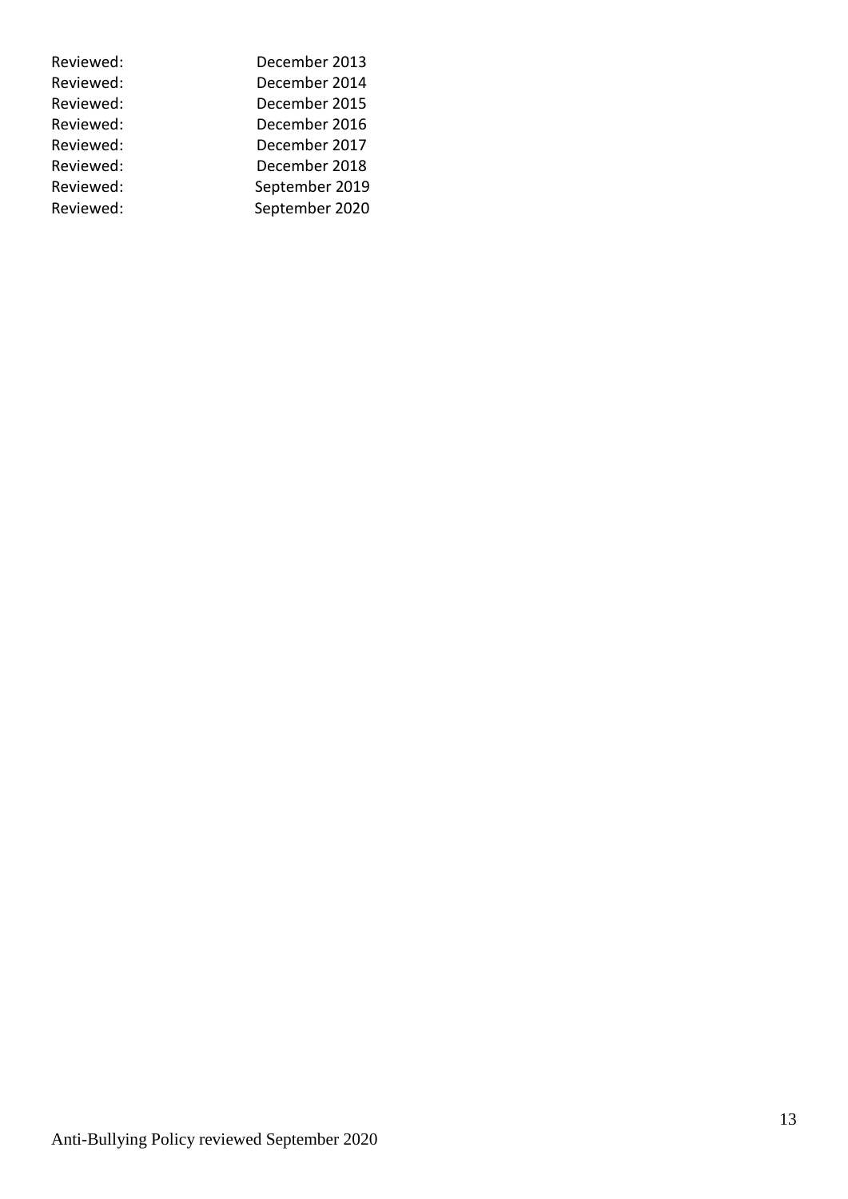| | |
|---|---|
| Reviewed: | December 2013 |
| Reviewed: | December 2014 |
| Reviewed: | December 2015 |
| Reviewed: | December 2016 |
| Reviewed: | December 2017 |
| Reviewed: | December 2018 |
| Reviewed: | September 2019 |
| Reviewed: | September 2020 |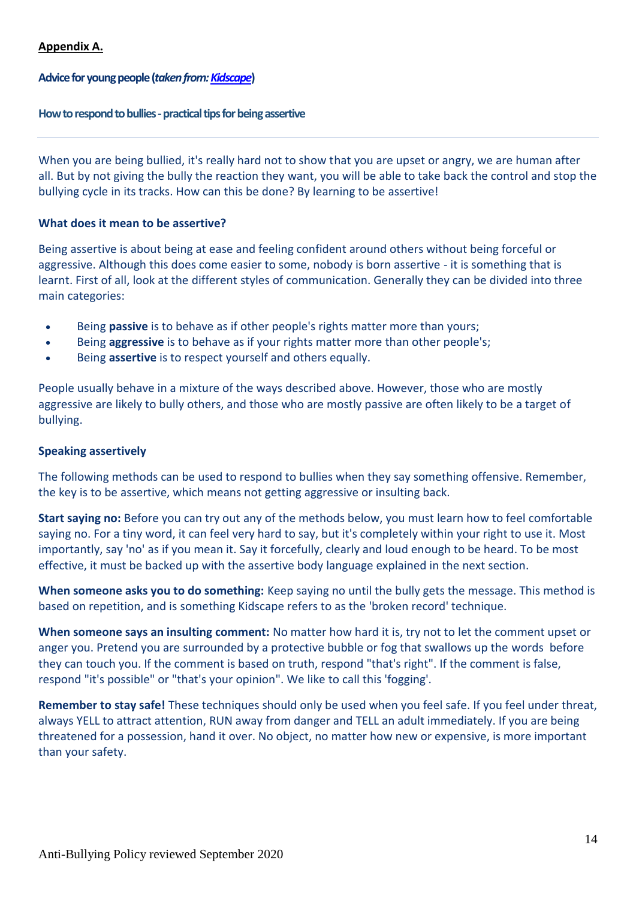**Appendix A.**

**Advice for young people (*taken from: Kidscape*)**

**How to respond to bullies - practical tips for being assertive**

---

When you are being bullied, it's really hard not to show that you are upset or angry, we are human after all. But by not giving the bully the reaction they want, you will be able to take back the control and stop the bullying cycle in its tracks. How can this be done? By learning to be assertive!

**What does it mean to be assertive?**

Being assertive is about being at ease and feeling confident around others without being forceful or aggressive. Although this does come easier to some, nobody is born assertive - it is something that is learnt. First of all, look at the different styles of communication. Generally they can be divided into three main categories:

- Being **passive** is to behave as if other people's rights matter more than yours;
- Being **aggressive** is to behave as if your rights matter more than other people's;
- Being **assertive** is to respect yourself and others equally.

People usually behave in a mixture of the ways described above. However, those who are mostly aggressive are likely to bully others, and those who are mostly passive are often likely to be a target of bullying.

**Speaking assertively**

The following methods can be used to respond to bullies when they say something offensive. Remember, the key is to be assertive, which means not getting aggressive or insulting back.

**Start saying no:** Before you can try out any of the methods below, you must learn how to feel comfortable saying no. For a tiny word, it can feel very hard to say, but it's completely within your right to use it. Most importantly, say 'no' as if you mean it. Say it forcefully, clearly and loud enough to be heard. To be most effective, it must be backed up with the assertive body language explained in the next section.

**When someone asks you to do something:** Keep saying no until the bully gets the message. This method is based on repetition, and is something Kidscape refers to as the 'broken record' technique.

**When someone says an insulting comment:** No matter how hard it is, try not to let the comment upset or anger you. Pretend you are surrounded by a protective bubble or fog that swallows up the words before they can touch you. If the comment is based on truth, respond "that's right". If the comment is false, respond "it's possible" or "that's your opinion". We like to call this 'fogging'.

**Remember to stay safe!** These techniques should only be used when you feel safe. If you feel under threat, always YELL to attract attention, RUN away from danger and TELL an adult immediately. If you are being threatened for a possession, hand it over. No object, no matter how new or expensive, is more important than your safety.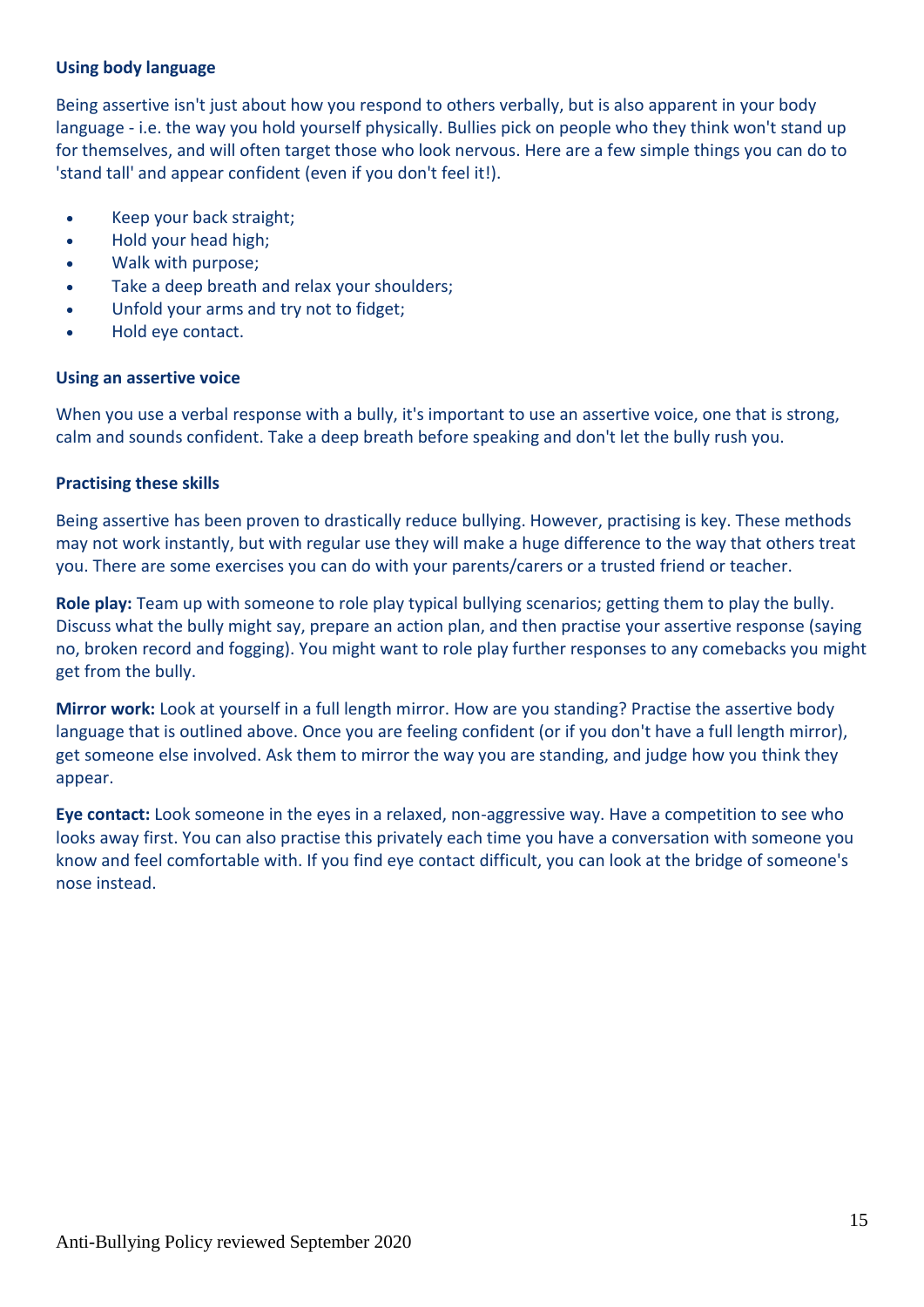### Using body language

Being assertive isn't just about how you respond to others verbally, but is also apparent in your body language - i.e. the way you hold yourself physically. Bullies pick on people who they think won't stand up for themselves, and will often target those who look nervous. Here are a few simple things you can do to 'stand tall' and appear confident (even if you don't feel it!).

- Keep your back straight;
- Hold your head high;
- Walk with purpose;
- Take a deep breath and relax your shoulders;
- Unfold your arms and try not to fidget;
- Hold eye contact.

### Using an assertive voice

When you use a verbal response with a bully, it's important to use an assertive voice, one that is strong, calm and sounds confident. Take a deep breath before speaking and don't let the bully rush you.

### Practising these skills

Being assertive has been proven to drastically reduce bullying. However, practising is key. These methods may not work instantly, but with regular use they will make a huge difference to the way that others treat you. There are some exercises you can do with your parents/carers or a trusted friend or teacher.

**Role play:** Team up with someone to role play typical bullying scenarios; getting them to play the bully. Discuss what the bully might say, prepare an action plan, and then practise your assertive response (saying no, broken record and fogging). You might want to role play further responses to any comebacks you might get from the bully.

**Mirror work:** Look at yourself in a full length mirror. How are you standing? Practise the assertive body language that is outlined above. Once you are feeling confident (or if you don't have a full length mirror), get someone else involved. Ask them to mirror the way you are standing, and judge how you think they appear.

**Eye contact:** Look someone in the eyes in a relaxed, non-aggressive way. Have a competition to see who looks away first. You can also practise this privately each time you have a conversation with someone you know and feel comfortable with. If you find eye contact difficult, you can look at the bridge of someone's nose instead.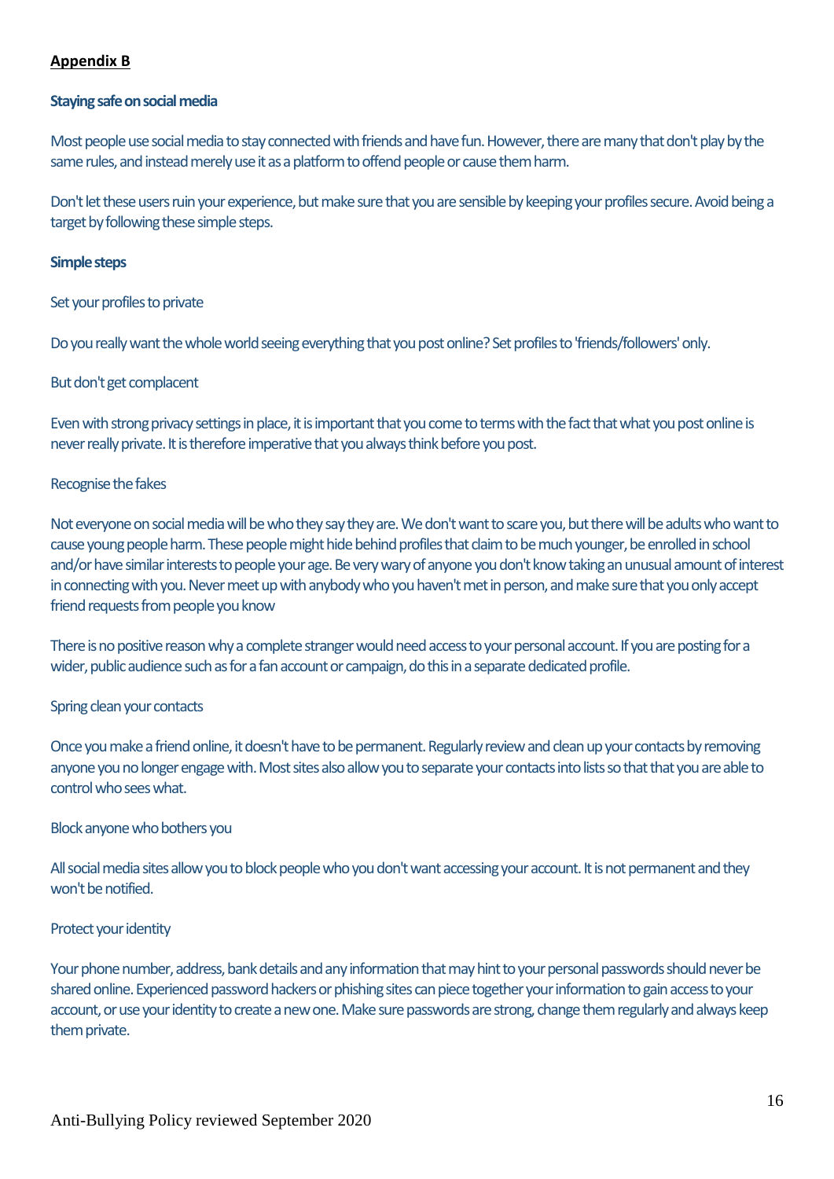**Appendix B**

**Staying safe on social media**

Most people use social media to stay connected with friends and have fun. However, there are many that don't play by the same rules, and instead merely use it as a platform to offend people or cause them harm.

Don't let these users ruin your experience, but make sure that you are sensible by keeping your profiles secure. Avoid being a target by following these simple steps.

**Simple steps**

Set your profiles to private

Do you really want the whole world seeing everything that you post online? Set profiles to 'friends/followers' only.

But don't get complacent

Even with strong privacy settings in place, it is important that you come to terms with the fact that what you post online is never really private. It is therefore imperative that you always think before you post.

Recognise the fakes

Not everyone on social media will be who they say they are. We don't want to scare you, but there will be adults who want to cause young people harm. These people might hide behind profiles that claim to be much younger, be enrolled in school and/or have similar interests to people your age. Be very wary of anyone you don't know taking an unusual amount of interest in connecting with you. Never meet up with anybody who you haven't met in person, and make sure that you only accept friend requests from people you know

There is no positive reason why a complete stranger would need access to your personal account. If you are posting for a wider, public audience such as for a fan account or campaign, do this in a separate dedicated profile.

Spring clean your contacts

Once you make a friend online, it doesn't have to be permanent. Regularly review and clean up your contacts by removing anyone you no longer engage with. Most sites also allow you to separate your contacts into lists so that that you are able to control who sees what.

Block anyone who bothers you

All social media sites allow you to block people who you don't want accessing your account. It is not permanent and they won't be notified.

Protect your identity

Your phone number, address, bank details and any information that may hint to your personal passwords should never be shared online. Experienced password hackers or phishing sites can piece together your information to gain access to your account, or use your identity to create a new one. Make sure passwords are strong, change them regularly and always keep them private.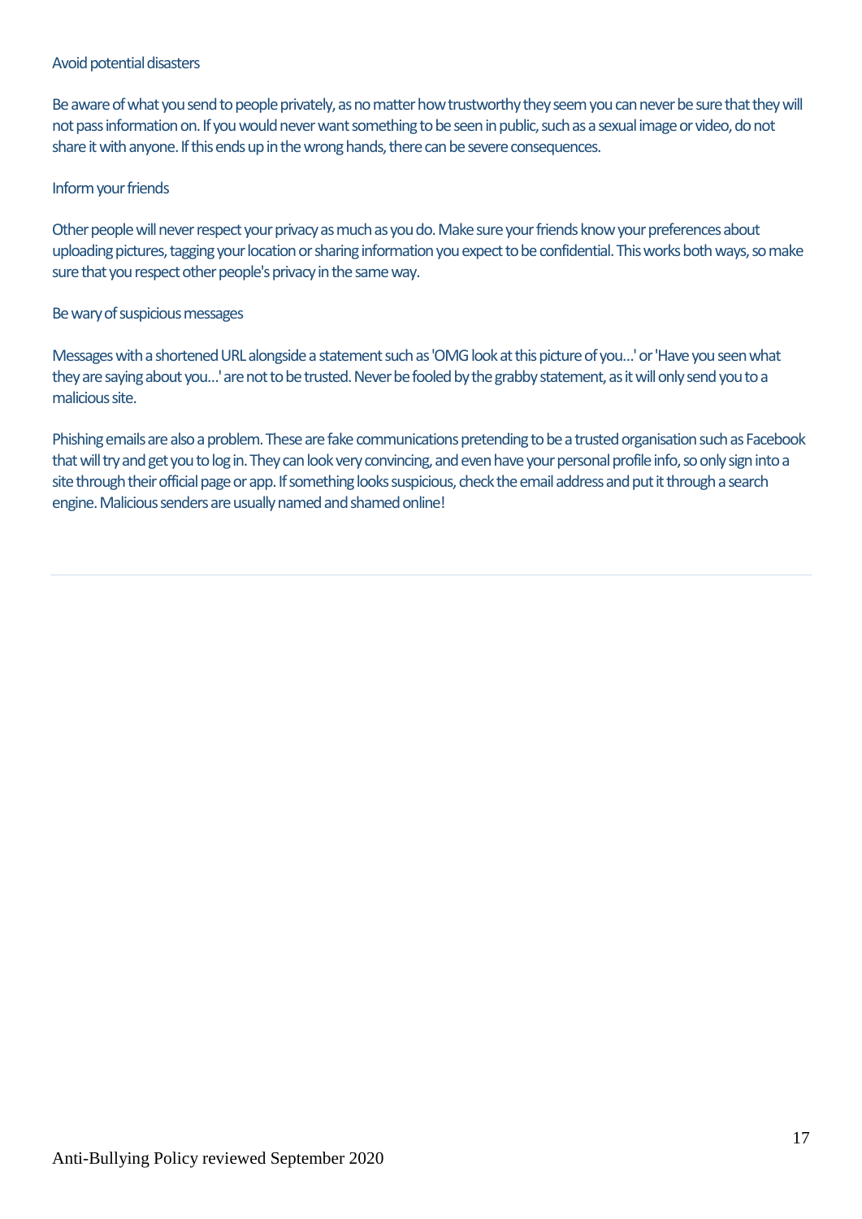Avoid potential disasters

Be aware of what you send to people privately, as no matter how trustworthy they seem you can never be sure that they will not pass information on. If you would never want something to be seen in public, such as a sexual image or video, do not share it with anyone. If this ends up in the wrong hands, there can be severe consequences.

Inform your friends

Other people will never respect your privacy as much as you do. Make sure your friends know your preferences about uploading pictures, tagging your location or sharing information you expect to be confidential. This works both ways, so make sure that you respect other people's privacy in the same way.

Be wary of suspicious messages

Messages with a shortened URL alongside a statement such as 'OMG look at this picture of you...' or 'Have you seen what they are saying about you...' are not to be trusted. Never be fooled by the grabby statement, as it will only send you to a malicious site.

Phishing emails are also a problem. These are fake communications pretending to be a trusted organisation such as Facebook that will try and get you to log in. They can look very convincing, and even have your personal profile info, so only sign into a site through their official page or app. If something looks suspicious, check the email address and put it through a search engine. Malicious senders are usually named and shamed online!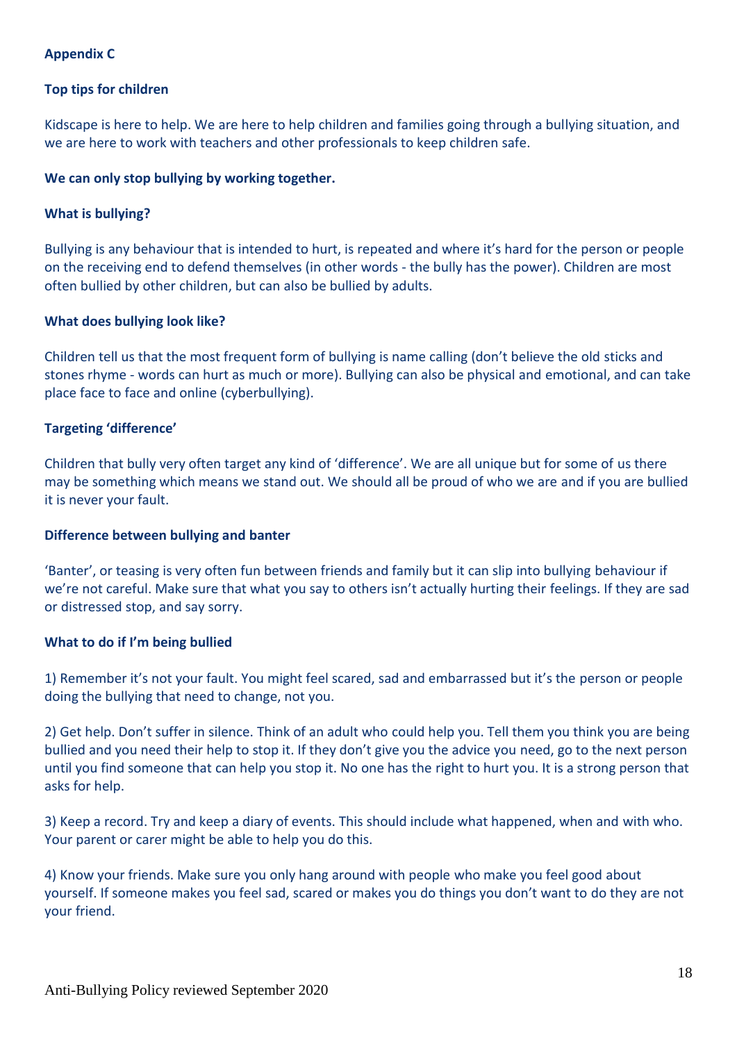**Appendix C**

**Top tips for children**

Kidscape is here to help. We are here to help children and families going through a bullying situation, and we are here to work with teachers and other professionals to keep children safe.

**We can only stop bullying by working together.**

**What is bullying?**

Bullying is any behaviour that is intended to hurt, is repeated and where it's hard for the person or people on the receiving end to defend themselves (in other words - the bully has the power). Children are most often bullied by other children, but can also be bullied by adults.

**What does bullying look like?**

Children tell us that the most frequent form of bullying is name calling (don't believe the old sticks and stones rhyme - words can hurt as much or more). Bullying can also be physical and emotional, and can take place face to face and online (cyberbullying).

**Targeting 'difference'**

Children that bully very often target any kind of 'difference'. We are all unique but for some of us there may be something which means we stand out. We should all be proud of who we are and if you are bullied it is never your fault.

**Difference between bullying and banter**

'Banter', or teasing is very often fun between friends and family but it can slip into bullying behaviour if we're not careful. Make sure that what you say to others isn't actually hurting their feelings. If they are sad or distressed stop, and say sorry.

**What to do if I'm being bullied**

1) Remember it's not your fault. You might feel scared, sad and embarrassed but it's the person or people doing the bullying that need to change, not you.

2) Get help. Don't suffer in silence. Think of an adult who could help you. Tell them you think you are being bullied and you need their help to stop it. If they don't give you the advice you need, go to the next person until you find someone that can help you stop it. No one has the right to hurt you. It is a strong person that asks for help.

3) Keep a record. Try and keep a diary of events. This should include what happened, when and with who. Your parent or carer might be able to help you do this.

4) Know your friends. Make sure you only hang around with people who make you feel good about yourself. If someone makes you feel sad, scared or makes you do things you don't want to do they are not your friend.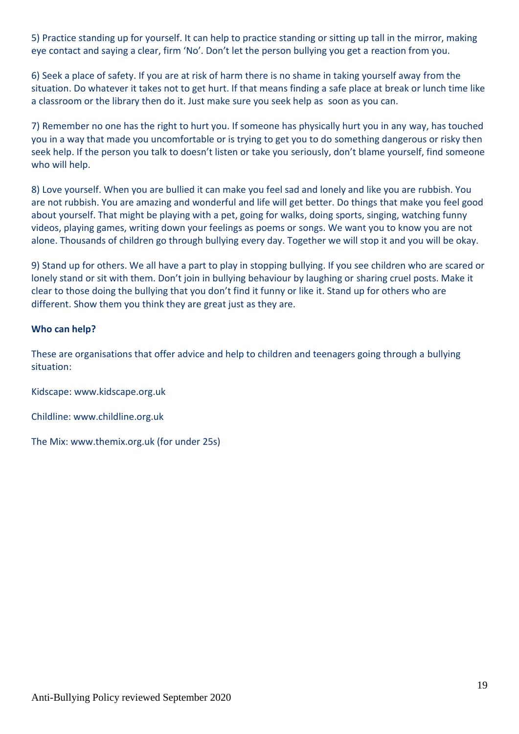5) Practice standing up for yourself. It can help to practice standing or sitting up tall in the mirror, making eye contact and saying a clear, firm 'No'. Don't let the person bullying you get a reaction from you.

6) Seek a place of safety. If you are at risk of harm there is no shame in taking yourself away from the situation. Do whatever it takes not to get hurt. If that means finding a safe place at break or lunch time like a classroom or the library then do it. Just make sure you seek help as soon as you can.

7) Remember no one has the right to hurt you. If someone has physically hurt you in any way, has touched you in a way that made you uncomfortable or is trying to get you to do something dangerous or risky then seek help. If the person you talk to doesn't listen or take you seriously, don't blame yourself, find someone who will help.

8) Love yourself. When you are bullied it can make you feel sad and lonely and like you are rubbish. You are not rubbish. You are amazing and wonderful and life will get better. Do things that make you feel good about yourself. That might be playing with a pet, going for walks, doing sports, singing, watching funny videos, playing games, writing down your feelings as poems or songs. We want you to know you are not alone. Thousands of children go through bullying every day. Together we will stop it and you will be okay.

9) Stand up for others. We all have a part to play in stopping bullying. If you see children who are scared or lonely stand or sit with them. Don't join in bullying behaviour by laughing or sharing cruel posts. Make it clear to those doing the bullying that you don't find it funny or like it. Stand up for others who are different. Show them you think they are great just as they are.

**Who can help?**

These are organisations that offer advice and help to children and teenagers going through a bullying situation:

Kidscape: www.kidscape.org.uk

Childline: www.childline.org.uk

The Mix: www.themix.org.uk (for under 25s)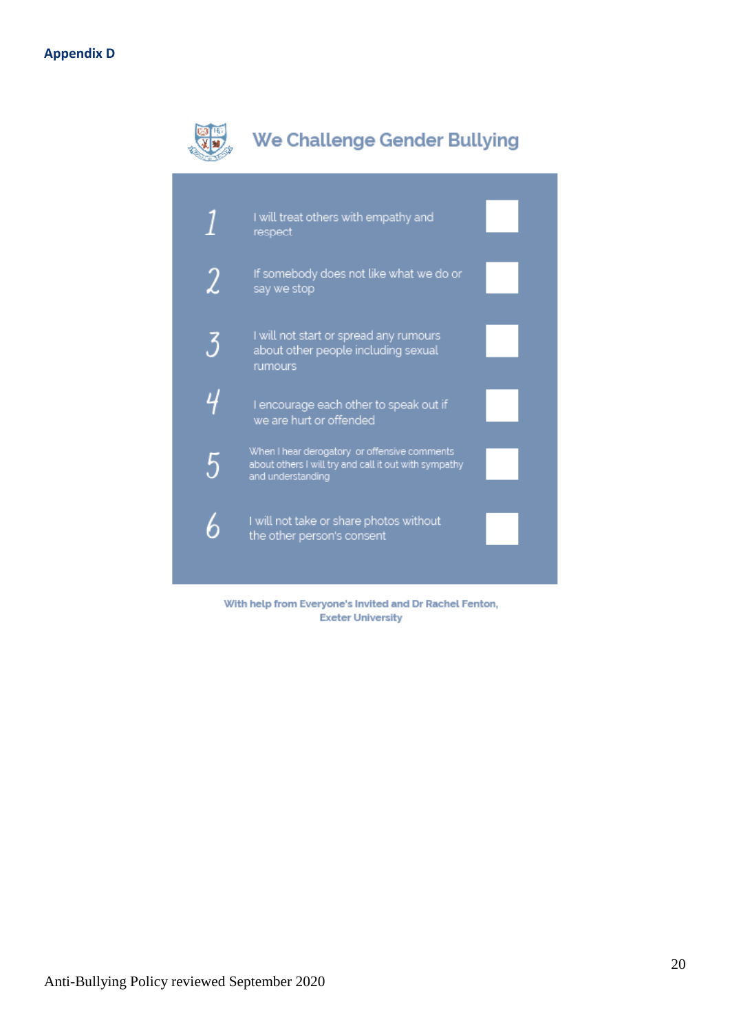## Appendix D

# We Challenge Gender Bullying

| | | |
|---|---|---|
| 1 | I will treat others with empathy and respect | |
| 2 | If somebody does not like what we do or say we stop | |
| 3 | I will not start or spread any rumours about other people including sexual rumours | |
| 4 | I encourage each other to speak out if we are hurt or offended | |
| 5 | When I hear derogatory or offensive comments about others I will try and call it out with sympathy and understanding | |
| 6 | I will not take or share photos without the other person's consent | |

With help from Everyone's Invited and Dr Rachel Fenton, Exeter University

Anti-Bullying Policy reviewed September 2020